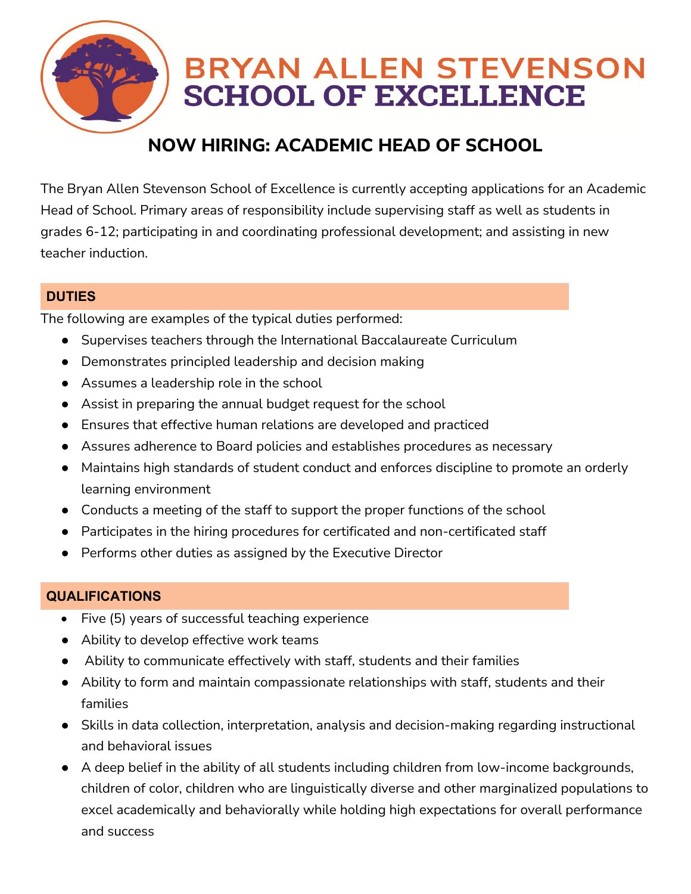# BRYAN ALLEN STEVENSON SCHOOL OF EXCELLENCE

## NOW HIRING: ACADEMIC HEAD OF SCHOOL

The Bryan Allen Stevenson School of Excellence is currently accepting applications for an Academic Head of School. Primary areas of responsibility include supervising staff as well as students in grades 6-12; participating in and coordinating professional development; and assisting in new teacher induction.

### DUTIES

The following are examples of the typical duties performed:

- Supervises teachers through the International Baccalaureate Curriculum
- Demonstrates principled leadership and decision making
- Assumes a leadership role in the school
- Assist in preparing the annual budget request for the school
- Ensures that effective human relations are developed and practiced
- Assures adherence to Board policies and establishes procedures as necessary
- Maintains high standards of student conduct and enforces discipline to promote an orderly learning environment
- Conducts a meeting of the staff to support the proper functions of the school
- Participates in the hiring procedures for certificated and non-certificated staff
- Performs other duties as assigned by the Executive Director

### QUALIFICATIONS

- Five (5) years of successful teaching experience
- Ability to develop effective work teams
- Ability to communicate effectively with staff, students and their families
- Ability to form and maintain compassionate relationships with staff, students and their families
- Skills in data collection, interpretation, analysis and decision-making regarding instructional and behavioral issues
- A deep belief in the ability of all students including children from low-income backgrounds, children of color, children who are linguistically diverse and other marginalized populations to excel academically and behaviorally while holding high expectations for overall performance and success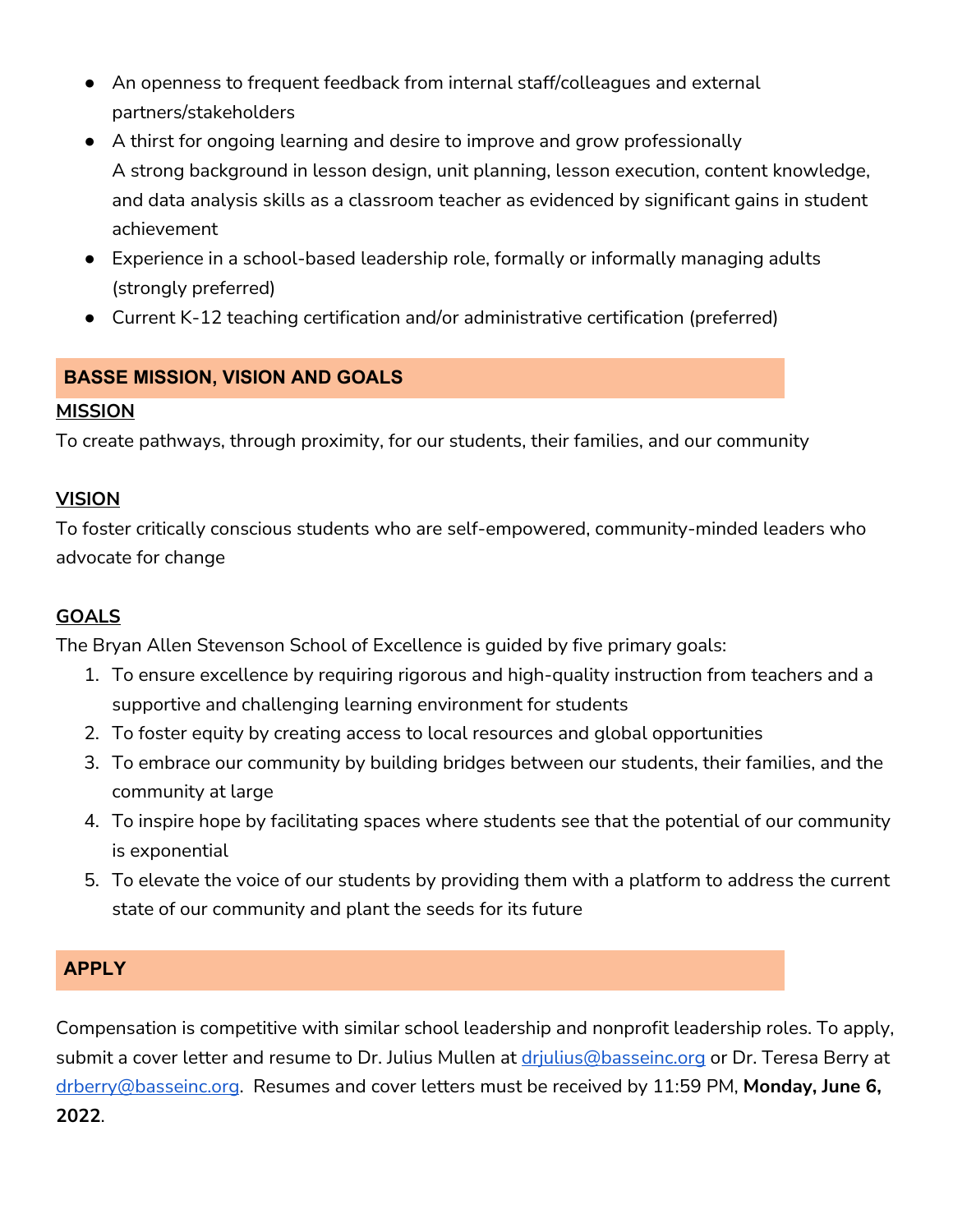- An openness to frequent feedback from internal staff/colleagues and external partners/stakeholders
- A thirst for ongoing learning and desire to improve and grow professionally
  A strong background in lesson design, unit planning, lesson execution, content knowledge, and data analysis skills as a classroom teacher as evidenced by significant gains in student achievement
- Experience in a school-based leadership role, formally or informally managing adults (strongly preferred)
- Current K-12 teaching certification and/or administrative certification (preferred)

## BASSE MISSION, VISION AND GOALS

**MISSION**

To create pathways, through proximity, for our students, their families, and our community

**VISION**

To foster critically conscious students who are self-empowered, community-minded leaders who advocate for change

**GOALS**

The Bryan Allen Stevenson School of Excellence is guided by five primary goals:

1. To ensure excellence by requiring rigorous and high-quality instruction from teachers and a supportive and challenging learning environment for students
2. To foster equity by creating access to local resources and global opportunities
3. To embrace our community by building bridges between our students, their families, and the community at large
4. To inspire hope by facilitating spaces where students see that the potential of our community is exponential
5. To elevate the voice of our students by providing them with a platform to address the current state of our community and plant the seeds for its future

## APPLY

Compensation is competitive with similar school leadership and nonprofit leadership roles. To apply, submit a cover letter and resume to Dr. Julius Mullen at drjulius@basseinc.org or Dr. Teresa Berry at drberry@basseinc.org. Resumes and cover letters must be received by 11:59 PM, **Monday, June 6, 2022**.